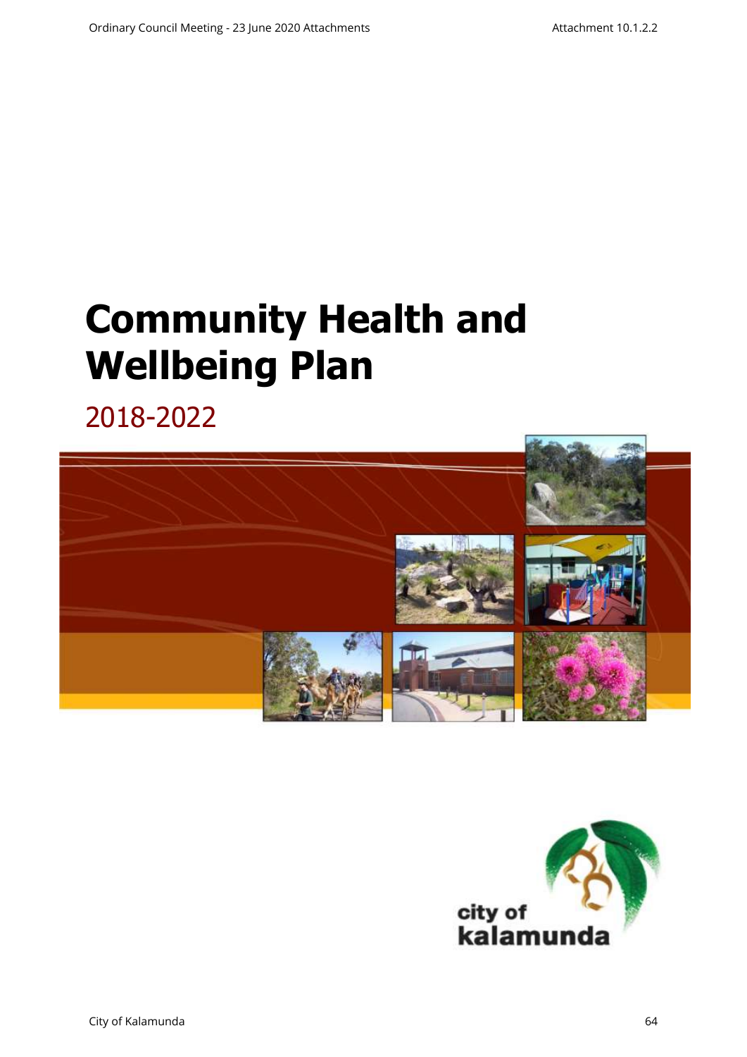# Community Health and Wellbeing Plan

## 2018-2022

city of kalamunda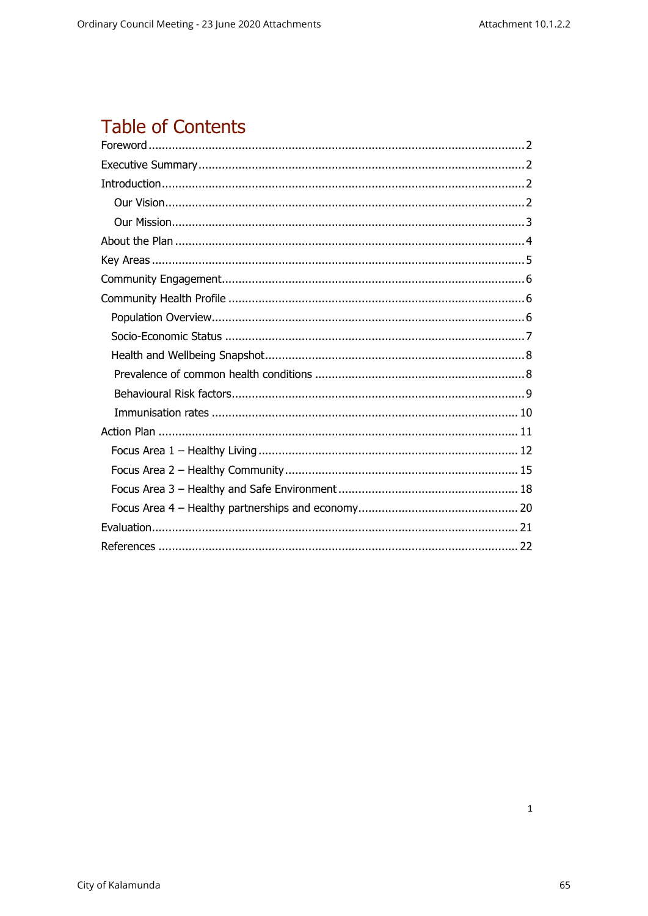# Table of Contents

- Foreword ........ 2
- Executive Summary ........ 2
- Introduction ........ 2
  - Our Vision ........ 2
  - Our Mission ........ 3
- About the Plan ........ 4
- Key Areas ........ 5
- Community Engagement ........ 6
- Community Health Profile ........ 6
  - Population Overview ........ 6
  - Socio-Economic Status ........ 7
  - Health and Wellbeing Snapshot ........ 8
    - Prevalence of common health conditions ........ 8
    - Behavioural Risk factors ........ 9
    - Immunisation rates ........ 10
- Action Plan ........ 11
  - Focus Area 1 – Healthy Living ........ 12
  - Focus Area 2 – Healthy Community ........ 15
  - Focus Area 3 – Healthy and Safe Environment ........ 18
  - Focus Area 4 – Healthy partnerships and economy ........ 20
- Evaluation ........ 21
- References ........ 22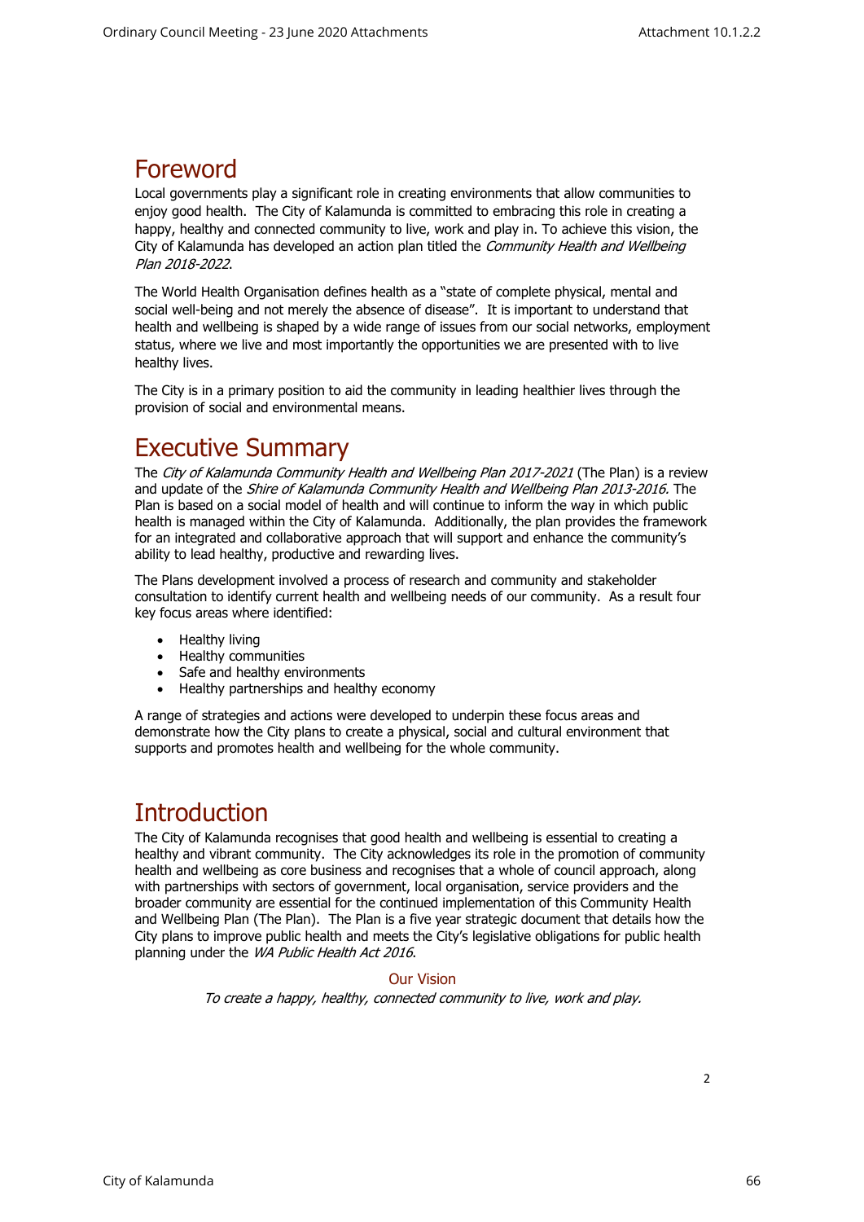# Foreword

Local governments play a significant role in creating environments that allow communities to enjoy good health. The City of Kalamunda is committed to embracing this role in creating a happy, healthy and connected community to live, work and play in. To achieve this vision, the City of Kalamunda has developed an action plan titled the *Community Health and Wellbeing Plan 2018-2022*.

The World Health Organisation defines health as a "state of complete physical, mental and social well-being and not merely the absence of disease". It is important to understand that health and wellbeing is shaped by a wide range of issues from our social networks, employment status, where we live and most importantly the opportunities we are presented with to live healthy lives.

The City is in a primary position to aid the community in leading healthier lives through the provision of social and environmental means.

# Executive Summary

The *City of Kalamunda Community Health and Wellbeing Plan 2017-2021* (The Plan) is a review and update of the *Shire of Kalamunda Community Health and Wellbeing Plan 2013-2016.* The Plan is based on a social model of health and will continue to inform the way in which public health is managed within the City of Kalamunda. Additionally, the plan provides the framework for an integrated and collaborative approach that will support and enhance the community's ability to lead healthy, productive and rewarding lives.

The Plans development involved a process of research and community and stakeholder consultation to identify current health and wellbeing needs of our community. As a result four key focus areas where identified:

- Healthy living
- Healthy communities
- Safe and healthy environments
- Healthy partnerships and healthy economy

A range of strategies and actions were developed to underpin these focus areas and demonstrate how the City plans to create a physical, social and cultural environment that supports and promotes health and wellbeing for the whole community.

# Introduction

The City of Kalamunda recognises that good health and wellbeing is essential to creating a healthy and vibrant community. The City acknowledges its role in the promotion of community health and wellbeing as core business and recognises that a whole of council approach, along with partnerships with sectors of government, local organisation, service providers and the broader community are essential for the continued implementation of this Community Health and Wellbeing Plan (The Plan). The Plan is a five year strategic document that details how the City plans to improve public health and meets the City's legislative obligations for public health planning under the *WA Public Health Act 2016*.

### Our Vision

*To create a happy, healthy, connected community to live, work and play.*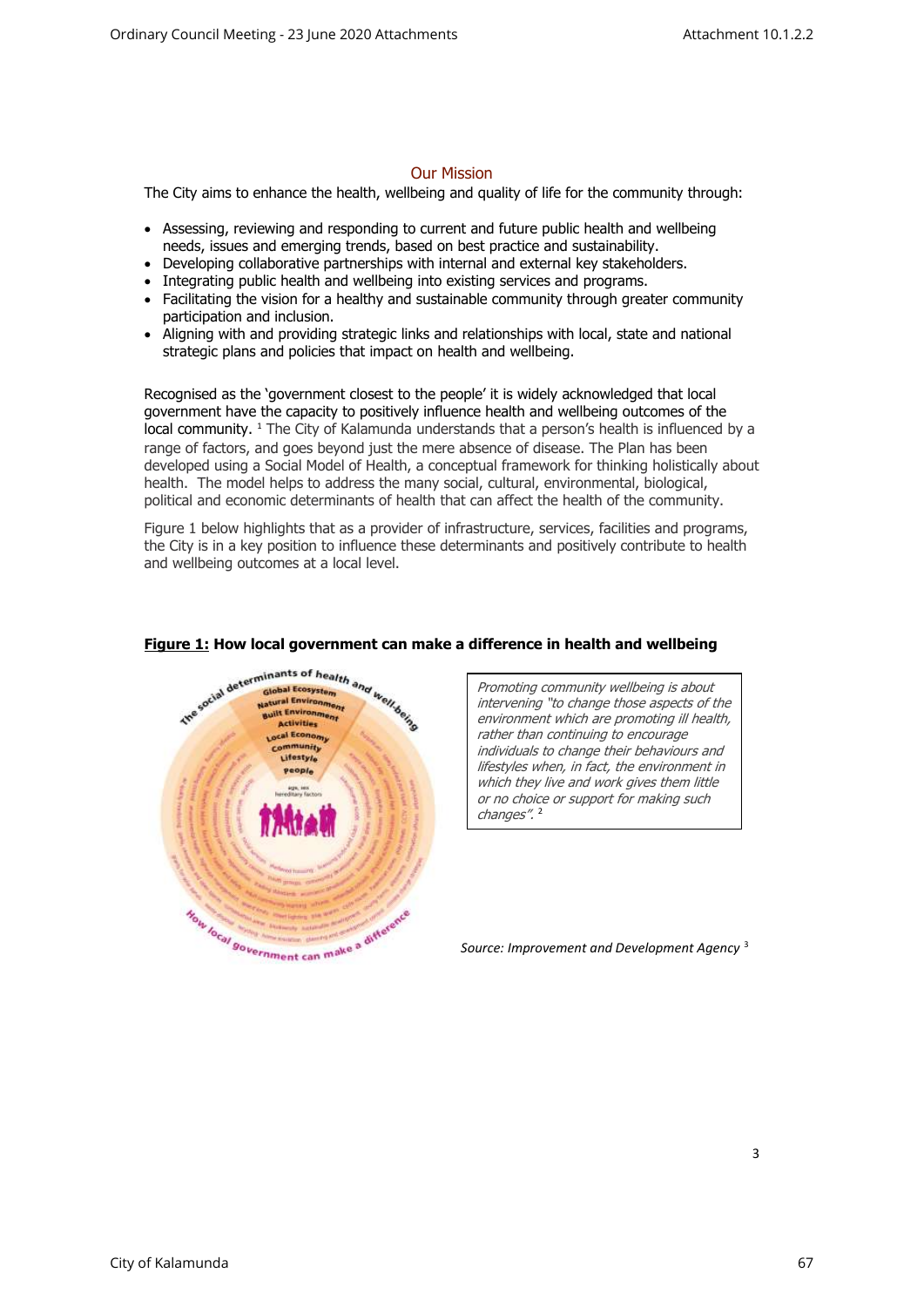## Our Mission

The City aims to enhance the health, wellbeing and quality of life for the community through:

- Assessing, reviewing and responding to current and future public health and wellbeing needs, issues and emerging trends, based on best practice and sustainability.
- Developing collaborative partnerships with internal and external key stakeholders.
- Integrating public health and wellbeing into existing services and programs.
- Facilitating the vision for a healthy and sustainable community through greater community participation and inclusion.
- Aligning with and providing strategic links and relationships with local, state and national strategic plans and policies that impact on health and wellbeing.

Recognised as the 'government closest to the people' it is widely acknowledged that local government have the capacity to positively influence health and wellbeing outcomes of the local community. [1] The City of Kalamunda understands that a person's health is influenced by a range of factors, and goes beyond just the mere absence of disease. The Plan has been developed using a Social Model of Health, a conceptual framework for thinking holistically about health. The model helps to address the many social, cultural, environmental, biological, political and economic determinants of health that can affect the health of the community.

Figure 1 below highlights that as a provider of infrastructure, services, facilities and programs, the City is in a key position to influence these determinants and positively contribute to health and wellbeing outcomes at a local level.

**<u>Figure 1:</u> How local government can make a difference in health and wellbeing**

*Promoting community wellbeing is about intervening "to change those aspects of the environment which are promoting ill health, rather than continuing to encourage individuals to change their behaviours and lifestyles when, in fact, the environment in which they live and work gives them little or no choice or support for making such changes".* [2]

*Source: Improvement and Development Agency* [3]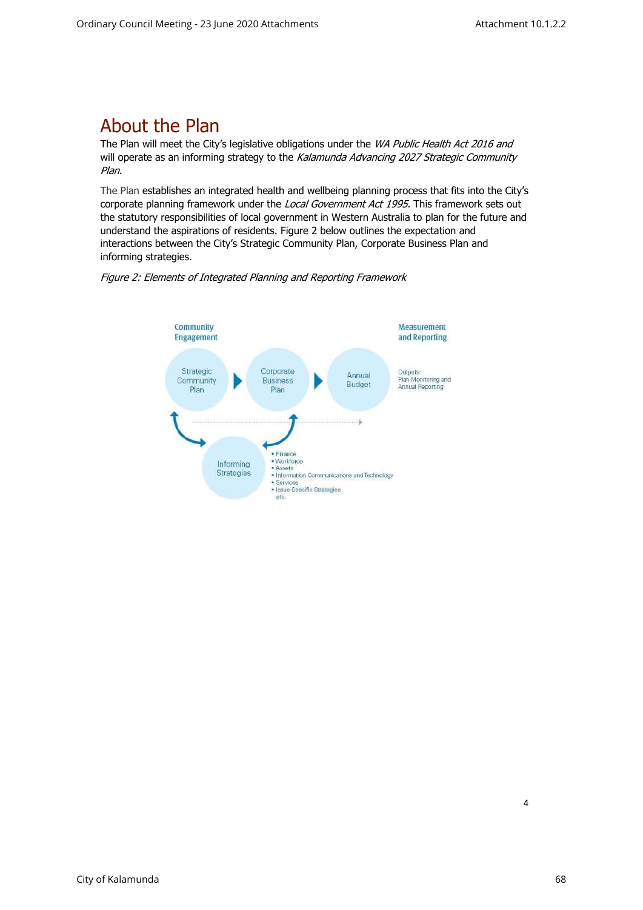# About the Plan

The Plan will meet the City's legislative obligations under the *WA Public Health Act 2016 and* will operate as an informing strategy to the *Kalamunda Advancing 2027 Strategic Community Plan*.

The Plan establishes an integrated health and wellbeing planning process that fits into the City's corporate planning framework under the *Local Government Act 1995.* This framework sets out the statutory responsibilities of local government in Western Australia to plan for the future and understand the aspirations of residents. Figure 2 below outlines the expectation and interactions between the City's Strategic Community Plan, Corporate Business Plan and informing strategies.

*Figure 2: Elements of Integrated Planning and Reporting Framework*

Community Engagement

Strategic Community Plan → Corporate Business Plan → Annual Budget

Measurement and Reporting

Outputs: Plan Monitoring and Annual Reporting

Informing Strategies

- Finance
- Workforce
- Assets
- Information Communications and Technology
- Services
- Issue Specific Strategies etc.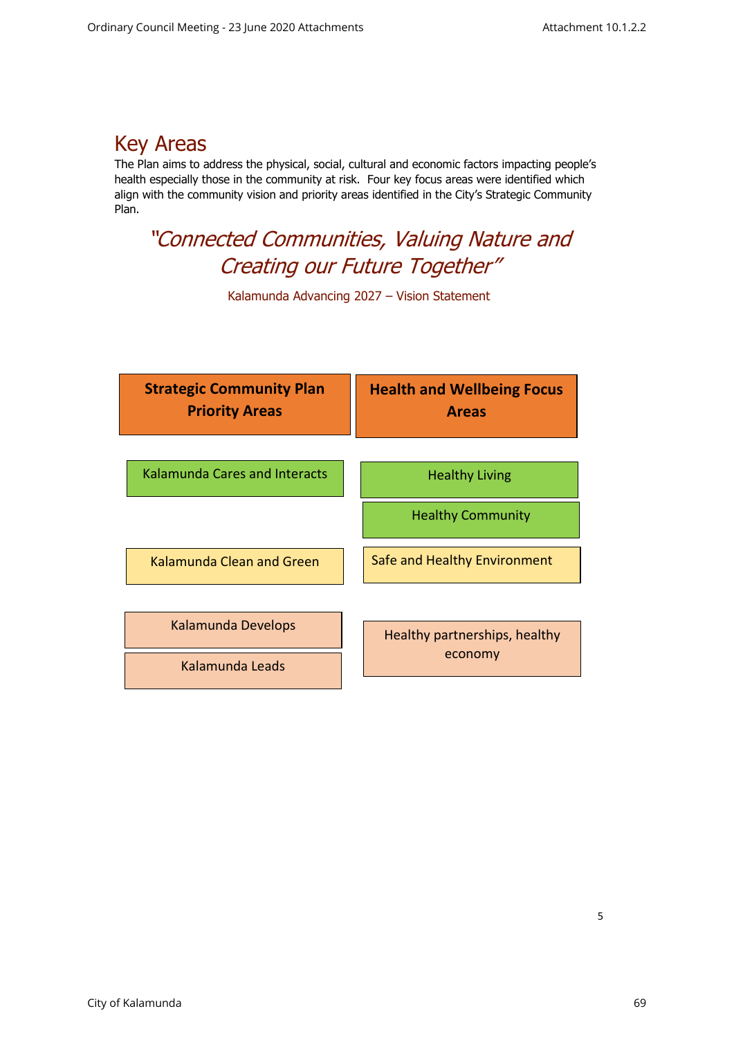## Key Areas

The Plan aims to address the physical, social, cultural and economic factors impacting people's health especially those in the community at risk. Four key focus areas were identified which align with the community vision and priority areas identified in the City's Strategic Community Plan.

*"Connected Communities, Valuing Nature and Creating our Future Together"*

Kalamunda Advancing 2027 – Vision Statement

| Strategic Community Plan Priority Areas | Health and Wellbeing Focus Areas |
| --- | --- |
| Kalamunda Cares and Interacts | Healthy Living<br>Healthy Community |
| Kalamunda Clean and Green | Safe and Healthy Environment |
| Kalamunda Develops<br>Kalamunda Leads | Healthy partnerships, healthy economy |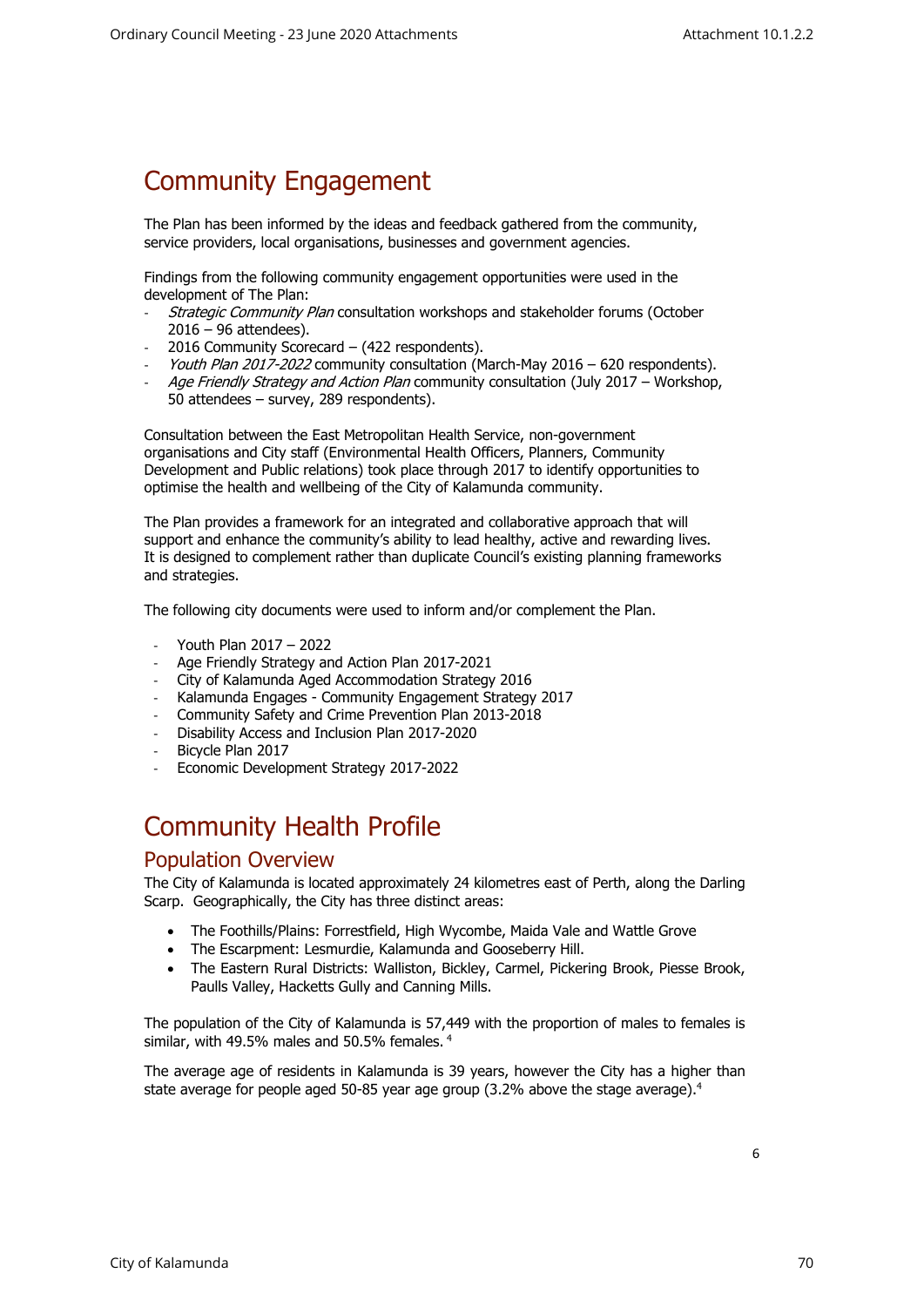# Community Engagement

The Plan has been informed by the ideas and feedback gathered from the community, service providers, local organisations, businesses and government agencies.

Findings from the following community engagement opportunities were used in the development of The Plan:

- *Strategic Community Plan* consultation workshops and stakeholder forums (October 2016 – 96 attendees).
- 2016 Community Scorecard – (422 respondents).
- *Youth Plan 2017-2022* community consultation (March-May 2016 – 620 respondents).
- *Age Friendly Strategy and Action Plan* community consultation (July 2017 – Workshop, 50 attendees – survey, 289 respondents).

Consultation between the East Metropolitan Health Service, non-government organisations and City staff (Environmental Health Officers, Planners, Community Development and Public relations) took place through 2017 to identify opportunities to optimise the health and wellbeing of the City of Kalamunda community.

The Plan provides a framework for an integrated and collaborative approach that will support and enhance the community's ability to lead healthy, active and rewarding lives. It is designed to complement rather than duplicate Council's existing planning frameworks and strategies.

The following city documents were used to inform and/or complement the Plan.

- Youth Plan 2017 – 2022
- Age Friendly Strategy and Action Plan 2017-2021
- City of Kalamunda Aged Accommodation Strategy 2016
- Kalamunda Engages - Community Engagement Strategy 2017
- Community Safety and Crime Prevention Plan 2013-2018
- Disability Access and Inclusion Plan 2017-2020
- Bicycle Plan 2017
- Economic Development Strategy 2017-2022

# Community Health Profile

## Population Overview

The City of Kalamunda is located approximately 24 kilometres east of Perth, along the Darling Scarp. Geographically, the City has three distinct areas:

- The Foothills/Plains: Forrestfield, High Wycombe, Maida Vale and Wattle Grove
- The Escarpment: Lesmurdie, Kalamunda and Gooseberry Hill.
- The Eastern Rural Districts: Walliston, Bickley, Carmel, Pickering Brook, Piesse Brook, Paulls Valley, Hacketts Gully and Canning Mills.

The population of the City of Kalamunda is 57,449 with the proportion of males to females is similar, with 49.5% males and 50.5% females. [4]

The average age of residents in Kalamunda is 39 years, however the City has a higher than state average for people aged 50-85 year age group (3.2% above the stage average).[4]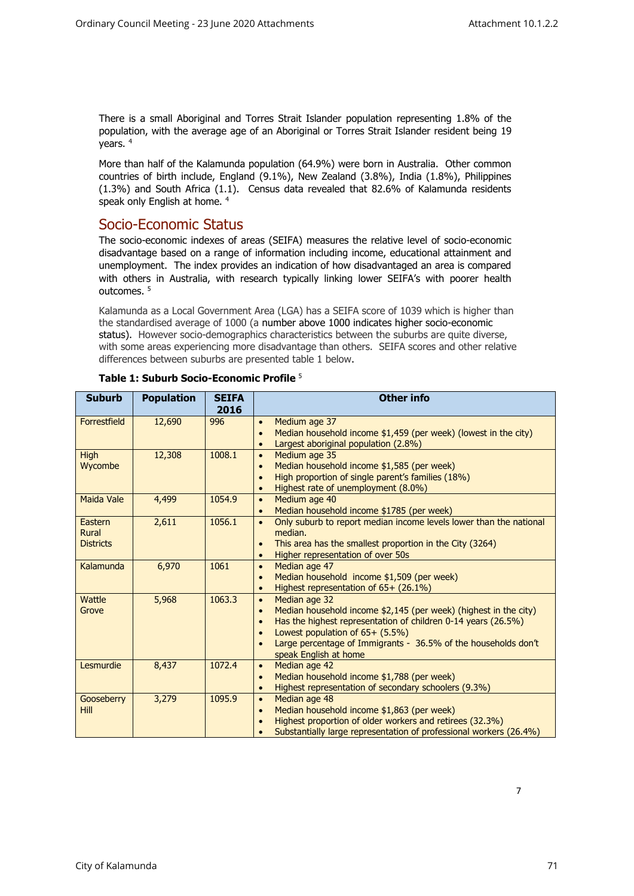There is a small Aboriginal and Torres Strait Islander population representing 1.8% of the population, with the average age of an Aboriginal or Torres Strait Islander resident being 19 years. [4]

More than half of the Kalamunda population (64.9%) were born in Australia. Other common countries of birth include, England (9.1%), New Zealand (3.8%), India (1.8%), Philippines (1.3%) and South Africa (1.1). Census data revealed that 82.6% of Kalamunda residents speak only English at home. [4]

## Socio-Economic Status

The socio-economic indexes of areas (SEIFA) measures the relative level of socio-economic disadvantage based on a range of information including income, educational attainment and unemployment. The index provides an indication of how disadvantaged an area is compared with others in Australia, with research typically linking lower SEIFA's with poorer health outcomes. [5]

Kalamunda as a Local Government Area (LGA) has a SEIFA score of 1039 which is higher than the standardised average of 1000 (a number above 1000 indicates higher socio-economic status). However socio-demographics characteristics between the suburbs are quite diverse, with some areas experiencing more disadvantage than others. SEIFA scores and other relative differences between suburbs are presented table 1 below.

**Table 1: Suburb Socio-Economic Profile** [5]

| Suburb | Population | SEIFA 2016 | Other info |
|---|---|---|---|
| Forrestfield | 12,690 | 996 | • Medium age 37<br>• Median household income $1,459 (per week) (lowest in the city)<br>• Largest aboriginal population (2.8%) |
| High Wycombe | 12,308 | 1008.1 | • Medium age 35<br>• Median household income $1,585 (per week)<br>• High proportion of single parent's families (18%)<br>• Highest rate of unemployment (8.0%) |
| Maida Vale | 4,499 | 1054.9 | • Medium age 40<br>• Median household income $1785 (per week) |
| Eastern Rural Districts | 2,611 | 1056.1 | • Only suburb to report median income levels lower than the national median.<br>• This area has the smallest proportion in the City (3264)<br>• Higher representation of over 50s |
| Kalamunda | 6,970 | 1061 | • Median age 47<br>• Median household income $1,509 (per week)<br>• Highest representation of 65+ (26.1%) |
| Wattle Grove | 5,968 | 1063.3 | • Median age 32<br>• Median household income $2,145 (per week) (highest in the city)<br>• Has the highest representation of children 0-14 years (26.5%)<br>• Lowest population of 65+ (5.5%)<br>• Large percentage of Immigrants - 36.5% of the households don't speak English at home |
| Lesmurdie | 8,437 | 1072.4 | • Median age 42<br>• Median household income $1,788 (per week)<br>• Highest representation of secondary schoolers (9.3%) |
| Gooseberry Hill | 3,279 | 1095.9 | • Median age 48<br>• Median household income $1,863 (per week)<br>• Highest proportion of older workers and retirees (32.3%)<br>• Substantially large representation of professional workers (26.4%) |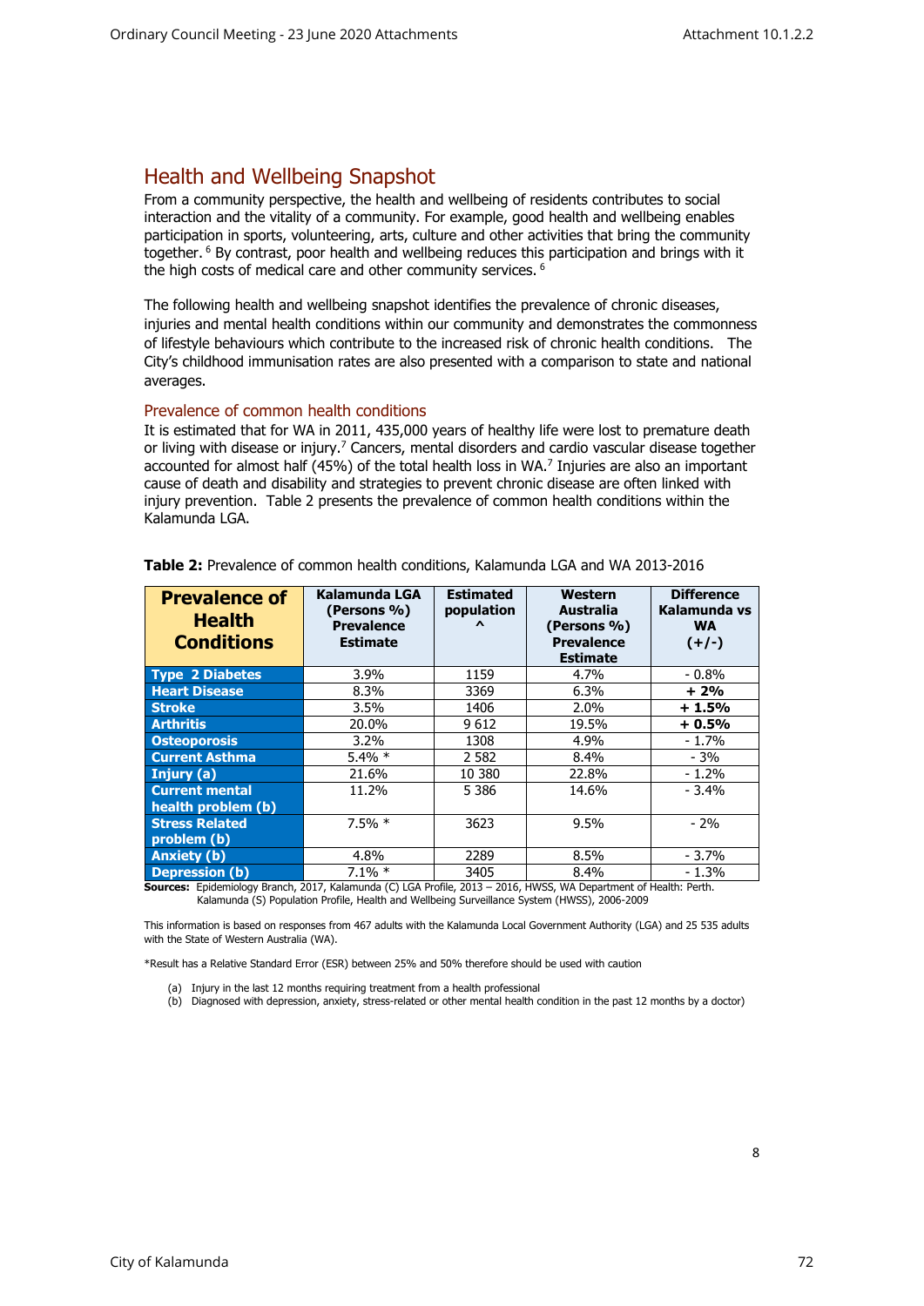## Health and Wellbeing Snapshot

From a community perspective, the health and wellbeing of residents contributes to social interaction and the vitality of a community. For example, good health and wellbeing enables participation in sports, volunteering, arts, culture and other activities that bring the community together. [6] By contrast, poor health and wellbeing reduces this participation and brings with it the high costs of medical care and other community services. [6]

The following health and wellbeing snapshot identifies the prevalence of chronic diseases, injuries and mental health conditions within our community and demonstrates the commonness of lifestyle behaviours which contribute to the increased risk of chronic health conditions. The City's childhood immunisation rates are also presented with a comparison to state and national averages.

### Prevalence of common health conditions

It is estimated that for WA in 2011, 435,000 years of healthy life were lost to premature death or living with disease or injury.[7] Cancers, mental disorders and cardio vascular disease together accounted for almost half (45%) of the total health loss in WA.[7] Injuries are also an important cause of death and disability and strategies to prevent chronic disease are often linked with injury prevention. Table 2 presents the prevalence of common health conditions within the Kalamunda LGA.

**Table 2:** Prevalence of common health conditions, Kalamunda LGA and WA 2013-2016

| Prevalence of Health Conditions | Kalamunda LGA (Persons %) Prevalence Estimate | Estimated population ^ | Western Australia (Persons %) Prevalence Estimate | Difference Kalamunda vs WA (+/-) |
|---|---|---|---|---|
| **Type 2 Diabetes** | 3.9% | 1159 | 4.7% | - 0.8% |
| **Heart Disease** | 8.3% | 3369 | 6.3% | **+ 2%** |
| **Stroke** | 3.5% | 1406 | 2.0% | **+ 1.5%** |
| **Arthritis** | 20.0% | 9 612 | 19.5% | **+ 0.5%** |
| **Osteoporosis** | 3.2% | 1308 | 4.9% | - 1.7% |
| **Current Asthma** | 5.4% * | 2 582 | 8.4% | - 3% |
| **Injury (a)** | 21.6% | 10 380 | 22.8% | - 1.2% |
| **Current mental health problem (b)** | 11.2% | 5 386 | 14.6% | - 3.4% |
| **Stress Related problem (b)** | 7.5% * | 3623 | 9.5% | - 2% |
| **Anxiety (b)** | 4.8% | 2289 | 8.5% | - 3.7% |
| **Depression (b)** | 7.1% * | 3405 | 8.4% | - 1.3% |

**Sources:** Epidemiology Branch, 2017, Kalamunda (C) LGA Profile, 2013 – 2016, HWSS, WA Department of Health: Perth. Kalamunda (S) Population Profile, Health and Wellbeing Surveillance System (HWSS), 2006-2009

This information is based on responses from 467 adults with the Kalamunda Local Government Authority (LGA) and 25 535 adults with the State of Western Australia (WA).

*Result has a Relative Standard Error (ESR) between 25% and 50% therefore should be used with caution

(a) Injury in the last 12 months requiring treatment from a health professional
(b) Diagnosed with depression, anxiety, stress-related or other mental health condition in the past 12 months by a doctor)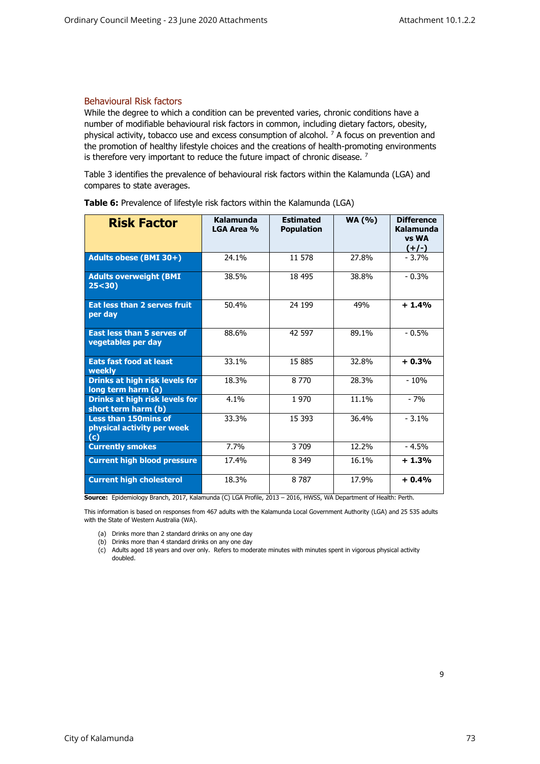## Behavioural Risk factors

While the degree to which a condition can be prevented varies, chronic conditions have a number of modifiable behavioural risk factors in common, including dietary factors, obesity, physical activity, tobacco use and excess consumption of alcohol. [7] A focus on prevention and the promotion of healthy lifestyle choices and the creations of health-promoting environments is therefore very important to reduce the future impact of chronic disease. [7]

Table 3 identifies the prevalence of behavioural risk factors within the Kalamunda (LGA) and compares to state averages.

**Table 6:** Prevalence of lifestyle risk factors within the Kalamunda (LGA)

| Risk Factor | Kalamunda LGA Area % | Estimated Population | WA (%) | Difference Kalamunda vs WA (+/-) |
|---|---|---|---|---|
| Adults obese (BMI 30+) | 24.1% | 11 578 | 27.8% | - 3.7% |
| Adults overweight (BMI 25<30) | 38.5% | 18 495 | 38.8% | - 0.3% |
| Eat less than 2 serves fruit per day | 50.4% | 24 199 | 49% | **+ 1.4%** |
| East less than 5 serves of vegetables per day | 88.6% | 42 597 | 89.1% | - 0.5% |
| Eats fast food at least weekly | 33.1% | 15 885 | 32.8% | **+ 0.3%** |
| Drinks at high risk levels for long term harm (a) | 18.3% | 8 770 | 28.3% | - 10% |
| Drinks at high risk levels for short term harm (b) | 4.1% | 1 970 | 11.1% | - 7% |
| Less than 150mins of physical activity per week (c) | 33.3% | 15 393 | 36.4% | - 3.1% |
| Currently smokes | 7.7% | 3 709 | 12.2% | - 4.5% |
| Current high blood pressure | 17.4% | 8 349 | 16.1% | **+ 1.3%** |
| Current high cholesterol | 18.3% | 8 787 | 17.9% | **+ 0.4%** |

**Source:** Epidemiology Branch, 2017, Kalamunda (C) LGA Profile, 2013 – 2016, HWSS, WA Department of Health: Perth.

This information is based on responses from 467 adults with the Kalamunda Local Government Authority (LGA) and 25 535 adults with the State of Western Australia (WA).

(a) Drinks more than 2 standard drinks on any one day
(b) Drinks more than 4 standard drinks on any one day
(c) Adults aged 18 years and over only. Refers to moderate minutes with minutes spent in vigorous physical activity doubled.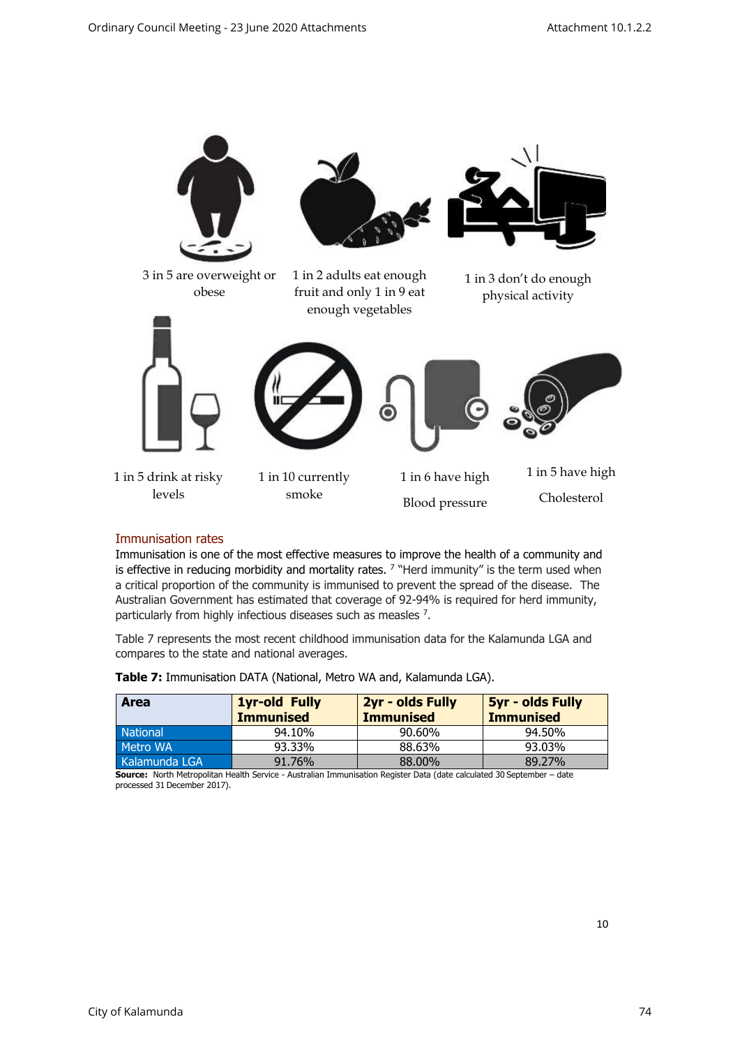3 in 5 are overweight or obese

1 in 2 adults eat enough fruit and only 1 in 9 eat enough vegetables

1 in 3 don't do enough physical activity

1 in 5 drink at risky levels

1 in 10 currently smoke

1 in 6 have high Blood pressure

1 in 5 have high Cholesterol

## Immunisation rates

Immunisation is one of the most effective measures to improve the health of a community and is effective in reducing morbidity and mortality rates. [7] "Herd immunity" is the term used when a critical proportion of the community is immunised to prevent the spread of the disease. The Australian Government has estimated that coverage of 92-94% is required for herd immunity, particularly from highly infectious diseases such as measles [7].

Table 7 represents the most recent childhood immunisation data for the Kalamunda LGA and compares to the state and national averages.

**Table 7:** Immunisation DATA (National, Metro WA and, Kalamunda LGA).

| Area | 1yr-old Fully Immunised | 2yr - olds Fully Immunised | 5yr - olds Fully Immunised |
|---|---|---|---|
| National | 94.10% | 90.60% | 94.50% |
| Metro WA | 93.33% | 88.63% | 93.03% |
| Kalamunda LGA | 91.76% | 88.00% | 89.27% |

**Source:** North Metropolitan Health Service - Australian Immunisation Register Data (date calculated 30 September – date processed 31 December 2017).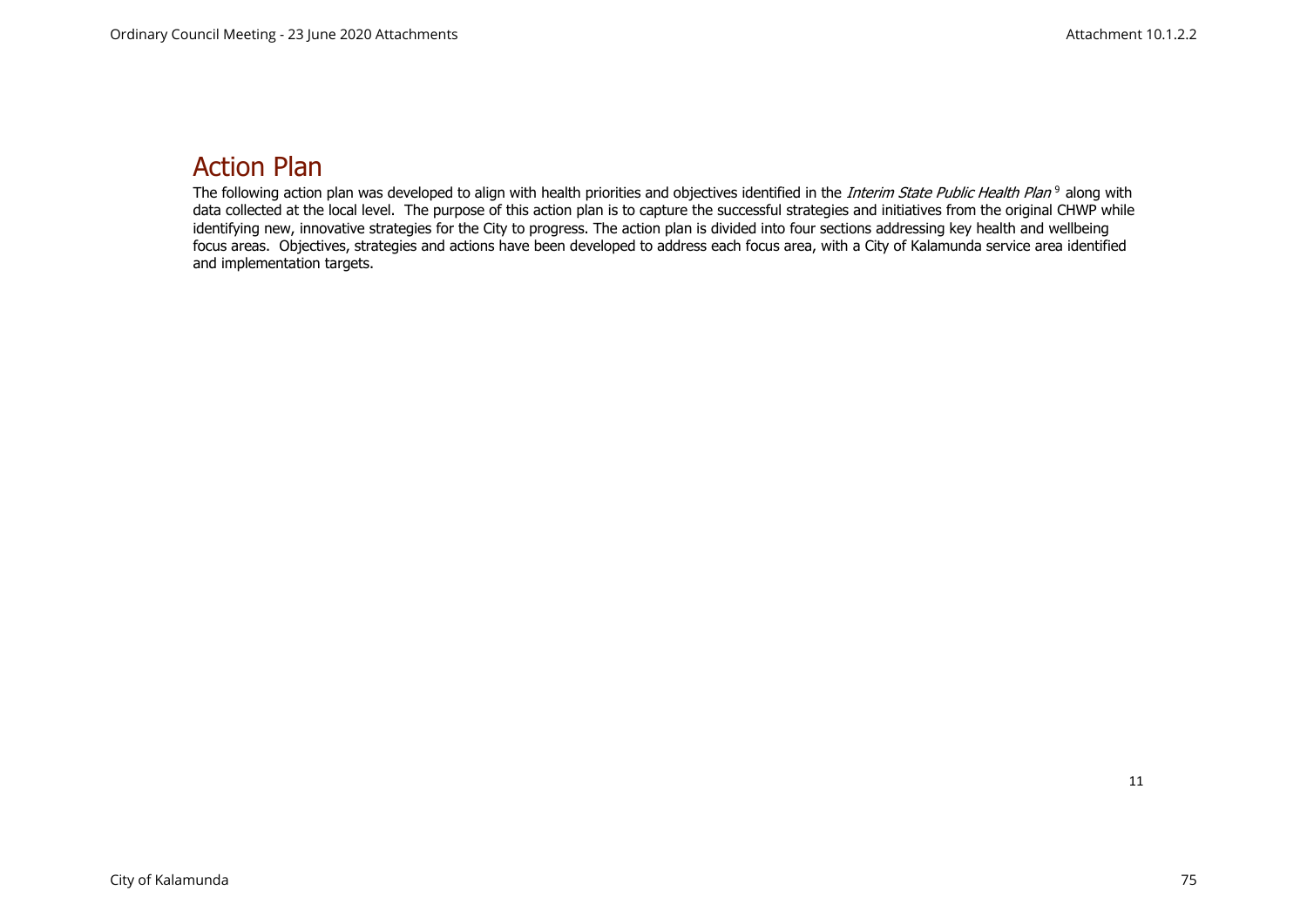# Action Plan

The following action plan was developed to align with health priorities and objectives identified in the *Interim State Public Health Plan* [9] along with data collected at the local level. The purpose of this action plan is to capture the successful strategies and initiatives from the original CHWP while identifying new, innovative strategies for the City to progress. The action plan is divided into four sections addressing key health and wellbeing focus areas. Objectives, strategies and actions have been developed to address each focus area, with a City of Kalamunda service area identified and implementation targets.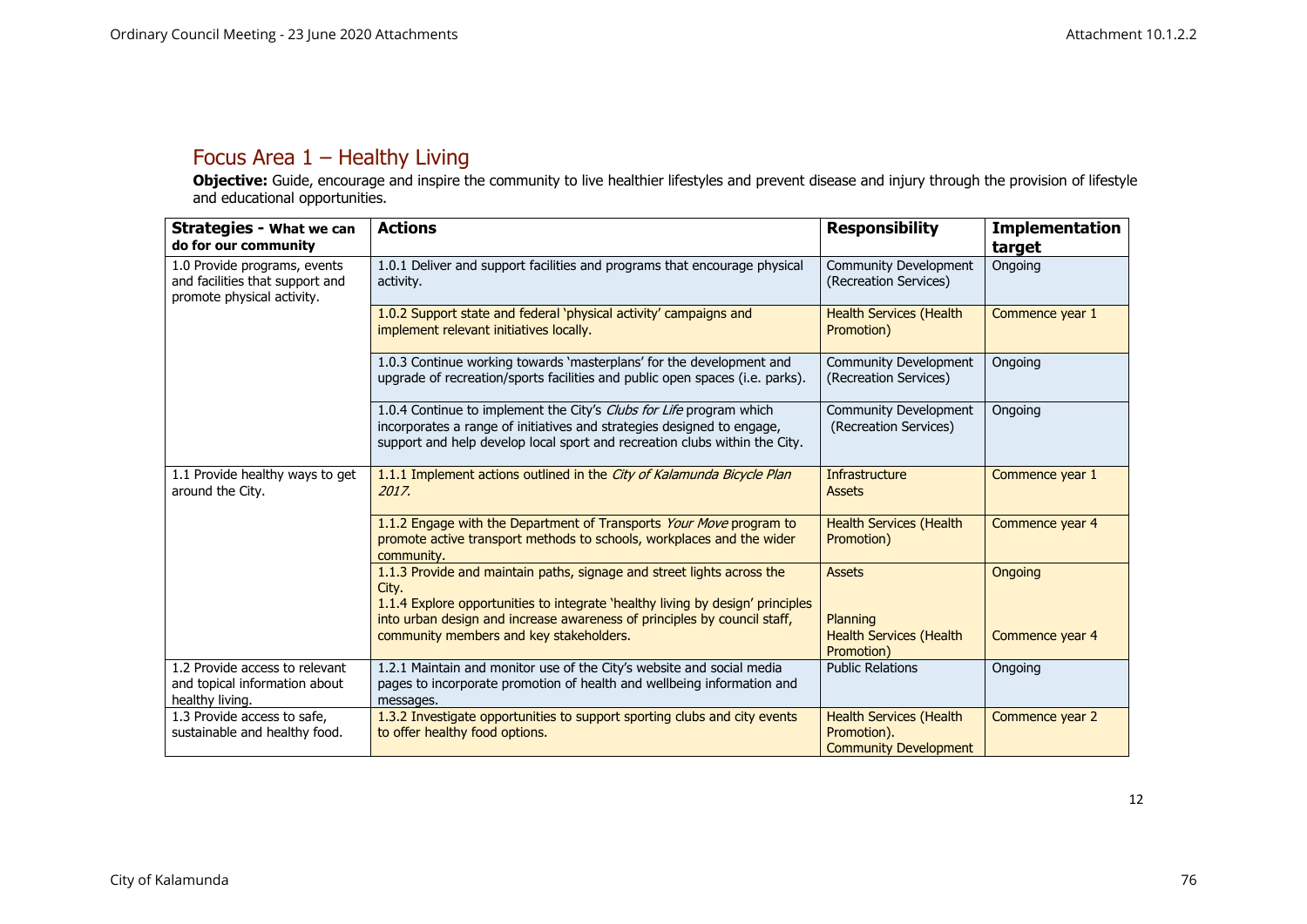## Focus Area 1 – Healthy Living

**Objective:** Guide, encourage and inspire the community to live healthier lifestyles and prevent disease and injury through the provision of lifestyle and educational opportunities.

| Strategies - What we can do for our community | Actions | Responsibility | Implementation target |
|---|---|---|---|
| 1.0 Provide programs, events and facilities that support and promote physical activity. | 1.0.1 Deliver and support facilities and programs that encourage physical activity. | Community Development (Recreation Services) | Ongoing |
| | 1.0.2 Support state and federal 'physical activity' campaigns and implement relevant initiatives locally. | Health Services (Health Promotion) | Commence year 1 |
| | 1.0.3 Continue working towards 'masterplans' for the development and upgrade of recreation/sports facilities and public open spaces (i.e. parks). | Community Development (Recreation Services) | Ongoing |
| | 1.0.4 Continue to implement the City's *Clubs for Life* program which incorporates a range of initiatives and strategies designed to engage, support and help develop local sport and recreation clubs within the City. | Community Development (Recreation Services) | Ongoing |
| 1.1 Provide healthy ways to get around the City. | 1.1.1 Implement actions outlined in the *City of Kalamunda Bicycle Plan 2017.* | Infrastructure Assets | Commence year 1 |
| | 1.1.2 Engage with the Department of Transports *Your Move* program to promote active transport methods to schools, workplaces and the wider community. | Health Services (Health Promotion) | Commence year 4 |
| | 1.1.3 Provide and maintain paths, signage and street lights across the City.<br>1.1.4 Explore opportunities to integrate 'healthy living by design' principles into urban design and increase awareness of principles by council staff, community members and key stakeholders. | Assets<br><br>Planning<br>Health Services (Health Promotion) | Ongoing<br><br>Commence year 4 |
| 1.2 Provide access to relevant and topical information about healthy living. | 1.2.1 Maintain and monitor use of the City's website and social media pages to incorporate promotion of health and wellbeing information and messages. | Public Relations | Ongoing |
| 1.3 Provide access to safe, sustainable and healthy food. | 1.3.2 Investigate opportunities to support sporting clubs and city events to offer healthy food options. | Health Services (Health Promotion).<br>Community Development | Commence year 2 |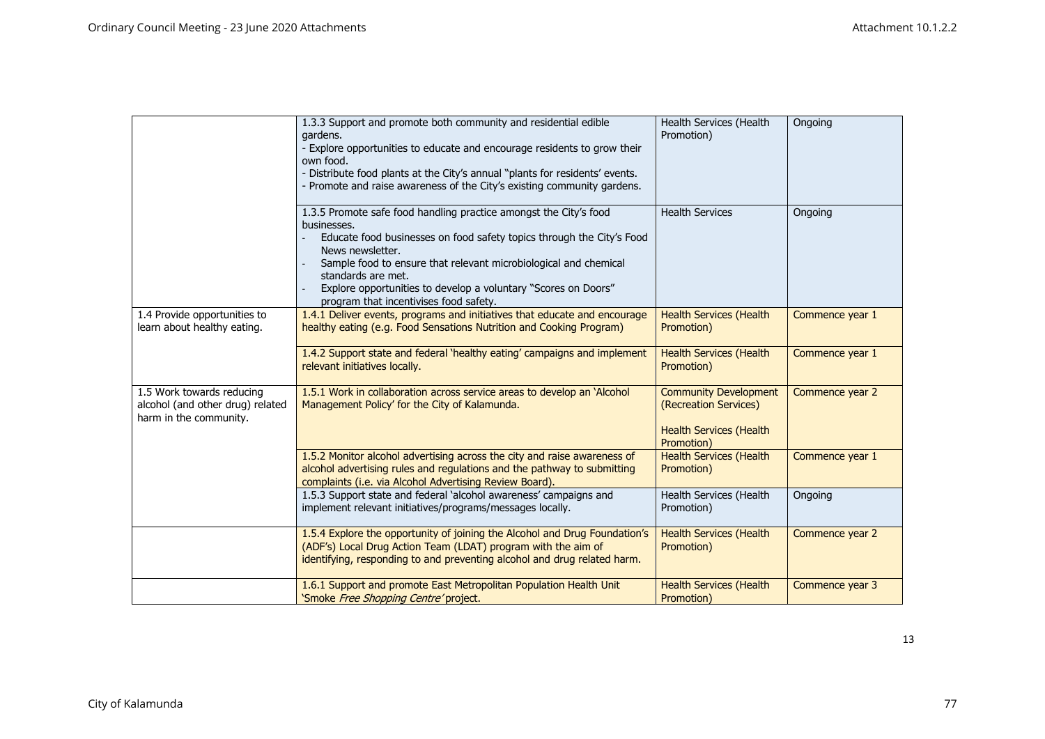| | | | |
|---|---|---|---|
| | 1.3.3 Support and promote both community and residential edible gardens.<br>- Explore opportunities to educate and encourage residents to grow their own food.<br>- Distribute food plants at the City's annual "plants for residents' events.<br>- Promote and raise awareness of the City's existing community gardens. | Health Services (Health Promotion) | Ongoing |
| | 1.3.5 Promote safe food handling practice amongst the City's food businesses.<br>- Educate food businesses on food safety topics through the City's Food News newsletter.<br>- Sample food to ensure that relevant microbiological and chemical standards are met.<br>- Explore opportunities to develop a voluntary "Scores on Doors" program that incentivises food safety. | Health Services | Ongoing |
| 1.4 Provide opportunities to learn about healthy eating. | 1.4.1 Deliver events, programs and initiatives that educate and encourage healthy eating (e.g. Food Sensations Nutrition and Cooking Program) | Health Services (Health Promotion) | Commence year 1 |
| | 1.4.2 Support state and federal 'healthy eating' campaigns and implement relevant initiatives locally. | Health Services (Health Promotion) | Commence year 1 |
| 1.5 Work towards reducing alcohol (and other drug) related harm in the community. | 1.5.1 Work in collaboration across service areas to develop an 'Alcohol Management Policy' for the City of Kalamunda. | Community Development (Recreation Services)<br><br>Health Services (Health Promotion) | Commence year 2 |
| | 1.5.2 Monitor alcohol advertising across the city and raise awareness of alcohol advertising rules and regulations and the pathway to submitting complaints (i.e. via Alcohol Advertising Review Board). | Health Services (Health Promotion) | Commence year 1 |
| | 1.5.3 Support state and federal 'alcohol awareness' campaigns and implement relevant initiatives/programs/messages locally. | Health Services (Health Promotion) | Ongoing |
| | 1.5.4 Explore the opportunity of joining the Alcohol and Drug Foundation's (ADF's) Local Drug Action Team (LDAT) program with the aim of identifying, responding to and preventing alcohol and drug related harm. | Health Services (Health Promotion) | Commence year 2 |
| | 1.6.1 Support and promote East Metropolitan Population Health Unit 'Smoke *Free Shopping Centre'* project. | Health Services (Health Promotion) | Commence year 3 |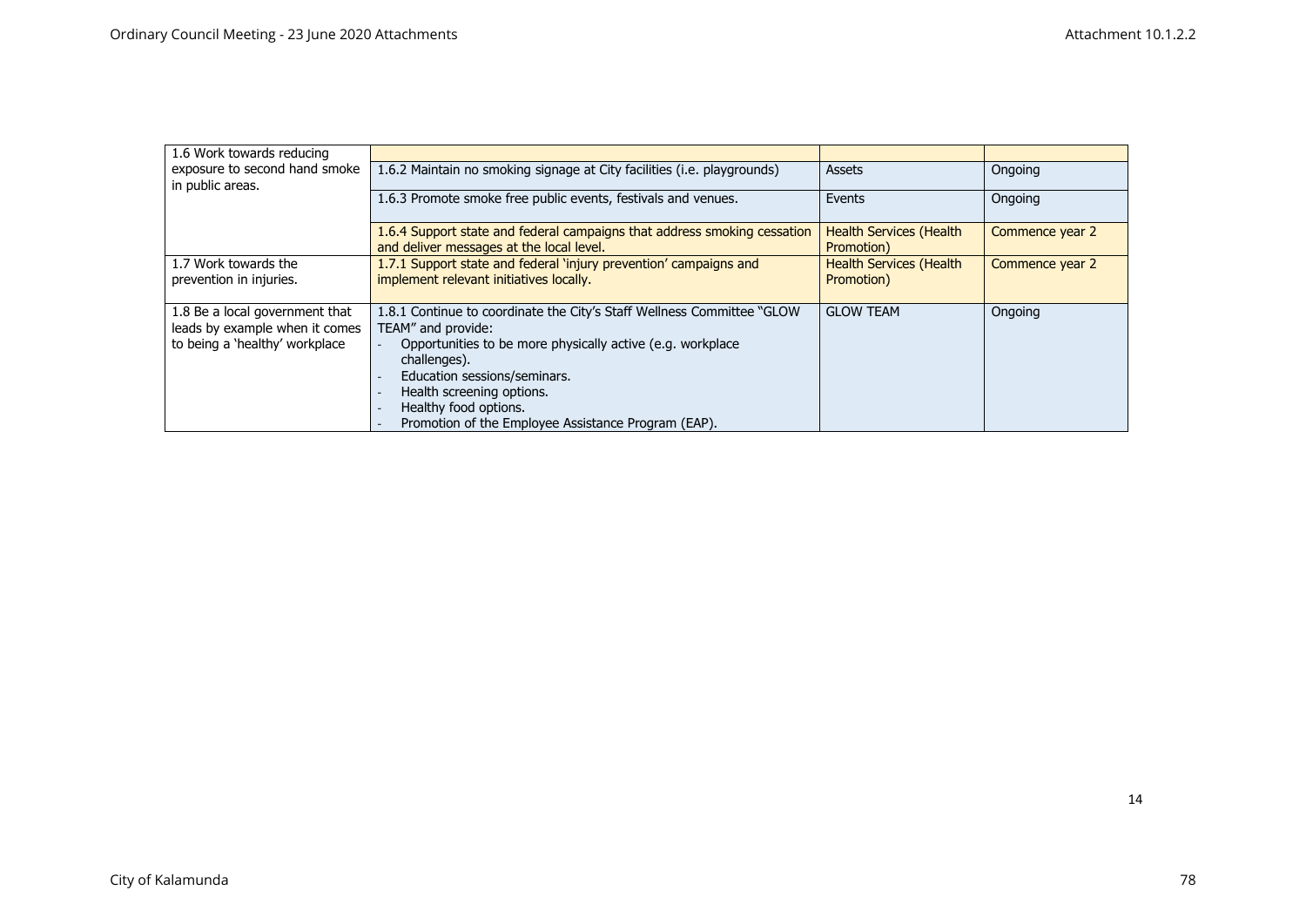| | | | |
|---|---|---|---|
| 1.6 Work towards reducing exposure to second hand smoke in public areas. | | | |
| | 1.6.2 Maintain no smoking signage at City facilities (i.e. playgrounds) | Assets | Ongoing |
| | 1.6.3 Promote smoke free public events, festivals and venues. | Events | Ongoing |
| | 1.6.4 Support state and federal campaigns that address smoking cessation and deliver messages at the local level. | Health Services (Health Promotion) | Commence year 2 |
| 1.7 Work towards the prevention in injuries. | 1.7.1 Support state and federal 'injury prevention' campaigns and implement relevant initiatives locally. | Health Services (Health Promotion) | Commence year 2 |
| 1.8 Be a local government that leads by example when it comes to being a 'healthy' workplace | 1.8.1 Continue to coordinate the City's Staff Wellness Committee "GLOW TEAM" and provide:<br>- Opportunities to be more physically active (e.g. workplace challenges).<br>- Education sessions/seminars.<br>- Health screening options.<br>- Healthy food options.<br>- Promotion of the Employee Assistance Program (EAP). | GLOW TEAM | Ongoing |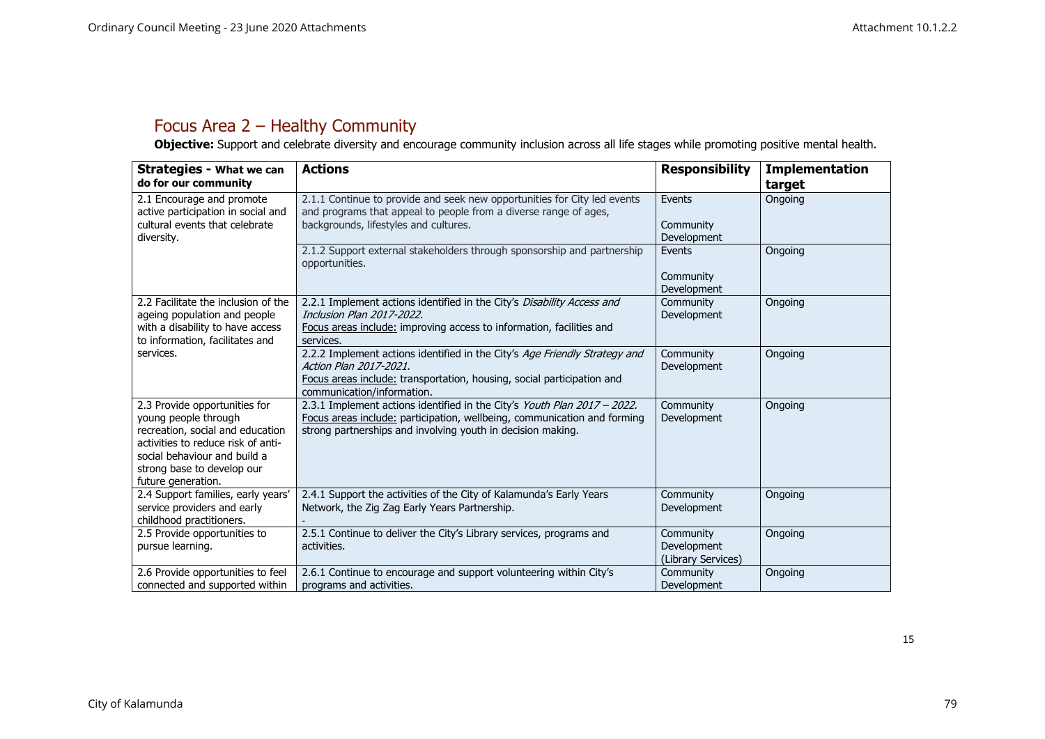## Focus Area 2 – Healthy Community

**Objective:** Support and celebrate diversity and encourage community inclusion across all life stages while promoting positive mental health.

| **Strategies - What we can do for our community** | **Actions** | **Responsibility** | **Implementation target** |
|---|---|---|---|
| 2.1 Encourage and promote active participation in social and cultural events that celebrate diversity. | 2.1.1 Continue to provide and seek new opportunities for City led events and programs that appeal to people from a diverse range of ages, backgrounds, lifestyles and cultures. | Events<br><br>Community Development | Ongoing |
| | 2.1.2 Support external stakeholders through sponsorship and partnership opportunities. | Events<br><br>Community Development | Ongoing |
| 2.2 Facilitate the inclusion of the ageing population and people with a disability to have access to information, facilitates and services. | 2.2.1 Implement actions identified in the City's *Disability Access and Inclusion Plan 2017-2022.*<br><u>Focus areas include:</u> improving access to information, facilities and services. | Community Development | Ongoing |
| | 2.2.2 Implement actions identified in the City's *Age Friendly Strategy and Action Plan 2017-2021.*<br><u>Focus areas include:</u> transportation, housing, social participation and communication/information. | Community Development | Ongoing |
| 2.3 Provide opportunities for young people through recreation, social and education activities to reduce risk of anti-social behaviour and build a strong base to develop our future generation. | 2.3.1 Implement actions identified in the City's *Youth Plan 2017 – 2022.*<br><u>Focus areas include:</u> participation, wellbeing, communication and forming strong partnerships and involving youth in decision making. | Community Development | Ongoing |
| 2.4 Support families, early years' service providers and early childhood practitioners. | 2.4.1 Support the activities of the City of Kalamunda's Early Years Network, the Zig Zag Early Years Partnership.<br>- | Community Development | Ongoing |
| 2.5 Provide opportunities to pursue learning. | 2.5.1 Continue to deliver the City's Library services, programs and activities. | Community Development (Library Services) | Ongoing |
| 2.6 Provide opportunities to feel connected and supported within | 2.6.1 Continue to encourage and support volunteering within City's programs and activities. | Community Development | Ongoing |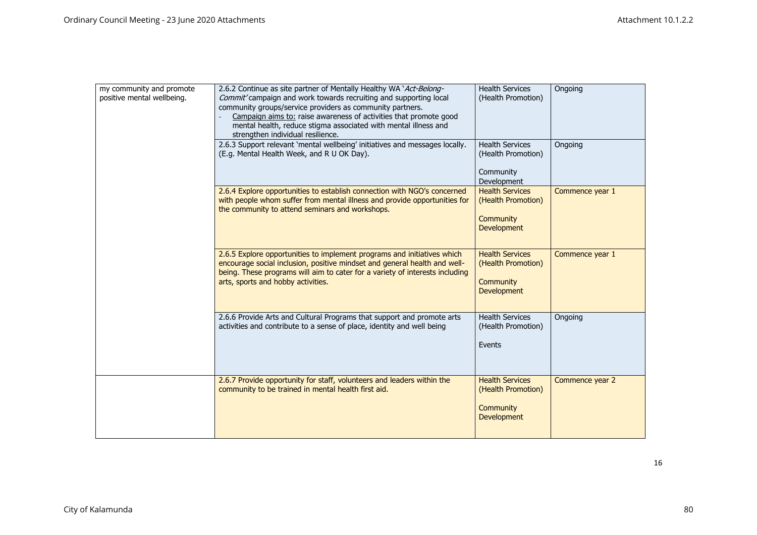| | | | |
|---|---|---|---|
| my community and promote positive mental wellbeing. | 2.6.2 Continue as site partner of Mentally Healthy WA '*Act-Belong-Commit'* campaign and work towards recruiting and supporting local community groups/service providers as community partners.<br>- Campaign aims to: raise awareness of activities that promote good mental health, reduce stigma associated with mental illness and strengthen individual resilience. | Health Services (Health Promotion) | Ongoing |
| | 2.6.3 Support relevant 'mental wellbeing' initiatives and messages locally. (E.g. Mental Health Week, and R U OK Day). | Health Services (Health Promotion)<br><br>Community Development | Ongoing |
| | 2.6.4 Explore opportunities to establish connection with NGO's concerned with people whom suffer from mental illness and provide opportunities for the community to attend seminars and workshops. | Health Services (Health Promotion)<br><br>Community Development | Commence year 1 |
| | 2.6.5 Explore opportunities to implement programs and initiatives which encourage social inclusion, positive mindset and general health and well-being. These programs will aim to cater for a variety of interests including arts, sports and hobby activities. | Health Services (Health Promotion)<br><br>Community Development | Commence year 1 |
| | 2.6.6 Provide Arts and Cultural Programs that support and promote arts activities and contribute to a sense of place, identity and well being | Health Services (Health Promotion)<br><br>Events | Ongoing |
| | 2.6.7 Provide opportunity for staff, volunteers and leaders within the community to be trained in mental health first aid. | Health Services (Health Promotion)<br><br>Community Development | Commence year 2 |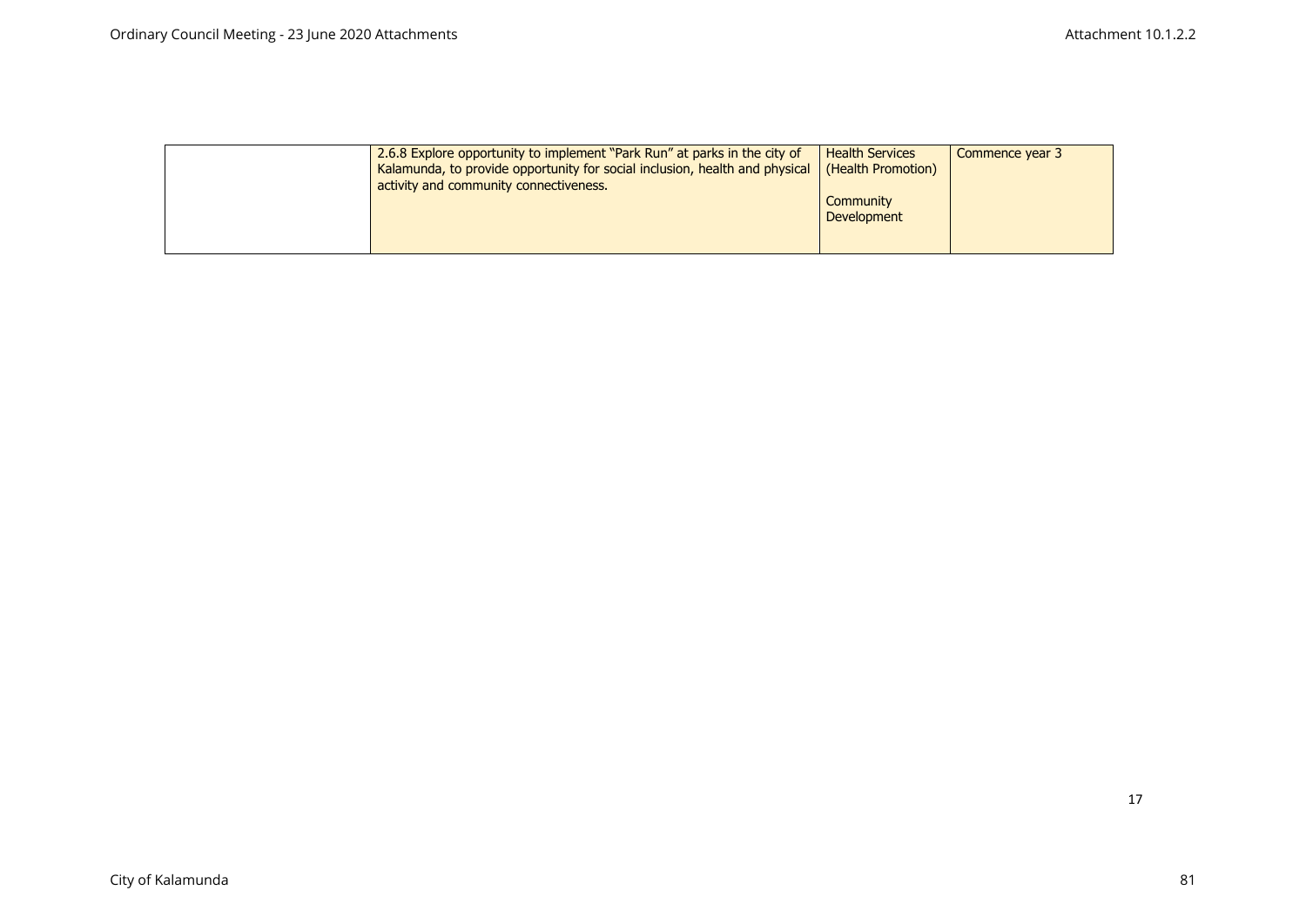| | | | |
|---|---|---|---|
| | 2.6.8 Explore opportunity to implement "Park Run" at parks in the city of Kalamunda, to provide opportunity for social inclusion, health and physical activity and community connectiveness. | Health Services (Health Promotion)<br><br>Community Development | Commence year 3 |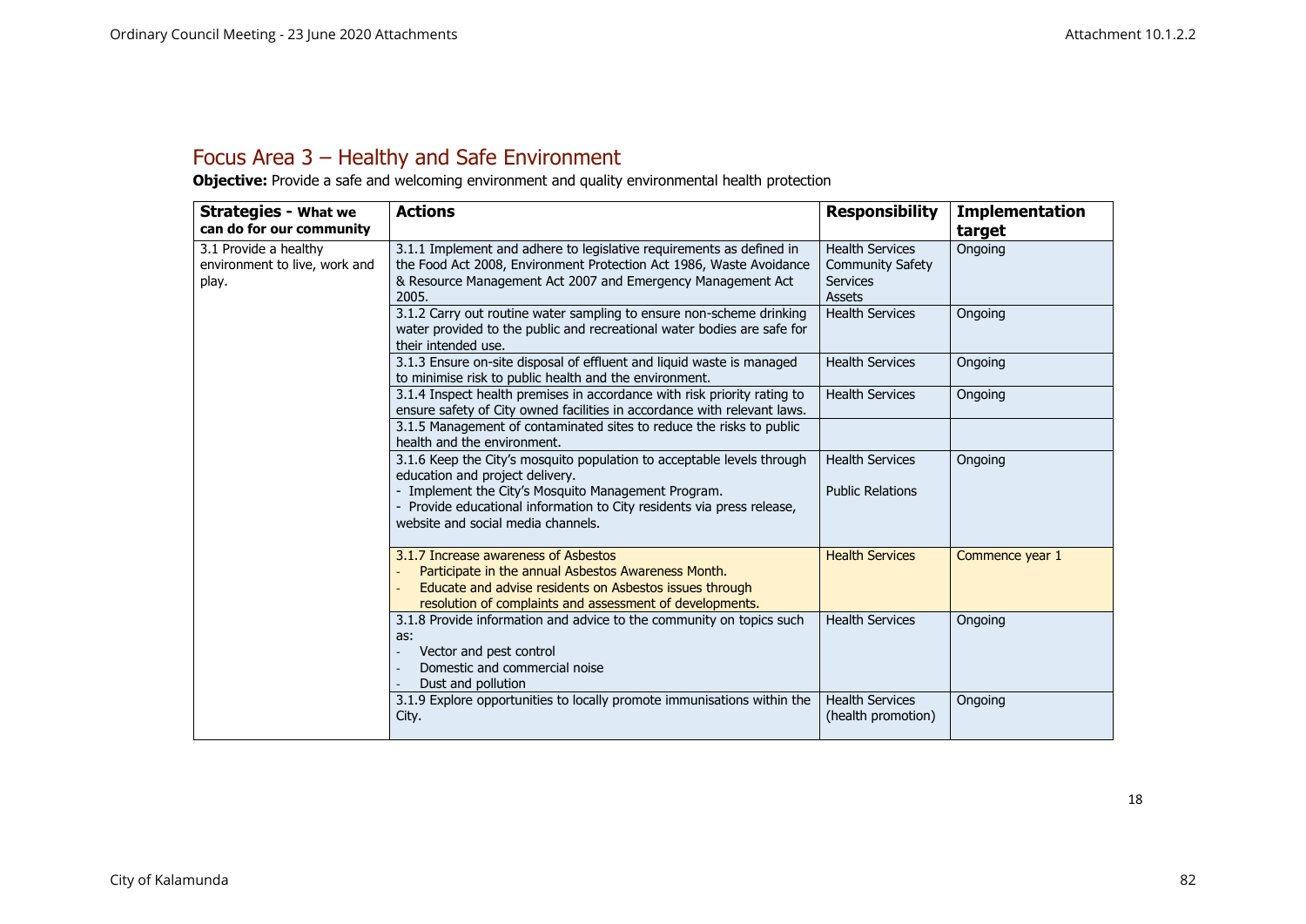## Focus Area 3 – Healthy and Safe Environment

**Objective:** Provide a safe and welcoming environment and quality environmental health protection

| **Strategies - What we can do for our community** | **Actions** | **Responsibility** | **Implementation target** |
|---|---|---|---|
| 3.1 Provide a healthy environment to live, work and play. | 3.1.1 Implement and adhere to legislative requirements as defined in the Food Act 2008, Environment Protection Act 1986, Waste Avoidance & Resource Management Act 2007 and Emergency Management Act 2005. | Health Services<br>Community Safety Services<br>Assets | Ongoing |
| | 3.1.2 Carry out routine water sampling to ensure non-scheme drinking water provided to the public and recreational water bodies are safe for their intended use. | Health Services | Ongoing |
| | 3.1.3 Ensure on-site disposal of effluent and liquid waste is managed to minimise risk to public health and the environment. | Health Services | Ongoing |
| | 3.1.4 Inspect health premises in accordance with risk priority rating to ensure safety of City owned facilities in accordance with relevant laws. | Health Services | Ongoing |
| | 3.1.5 Management of contaminated sites to reduce the risks to public health and the environment. | | |
| | 3.1.6 Keep the City's mosquito population to acceptable levels through education and project delivery.<br>- Implement the City's Mosquito Management Program.<br>- Provide educational information to City residents via press release, website and social media channels. | Health Services<br><br>Public Relations | Ongoing |
| | 3.1.7 Increase awareness of Asbestos<br>- Participate in the annual Asbestos Awareness Month.<br>- Educate and advise residents on Asbestos issues through resolution of complaints and assessment of developments. | Health Services | Commence year 1 |
| | 3.1.8 Provide information and advice to the community on topics such as:<br>- Vector and pest control<br>- Domestic and commercial noise<br>- Dust and pollution | Health Services | Ongoing |
| | 3.1.9 Explore opportunities to locally promote immunisations within the City. | Health Services (health promotion) | Ongoing |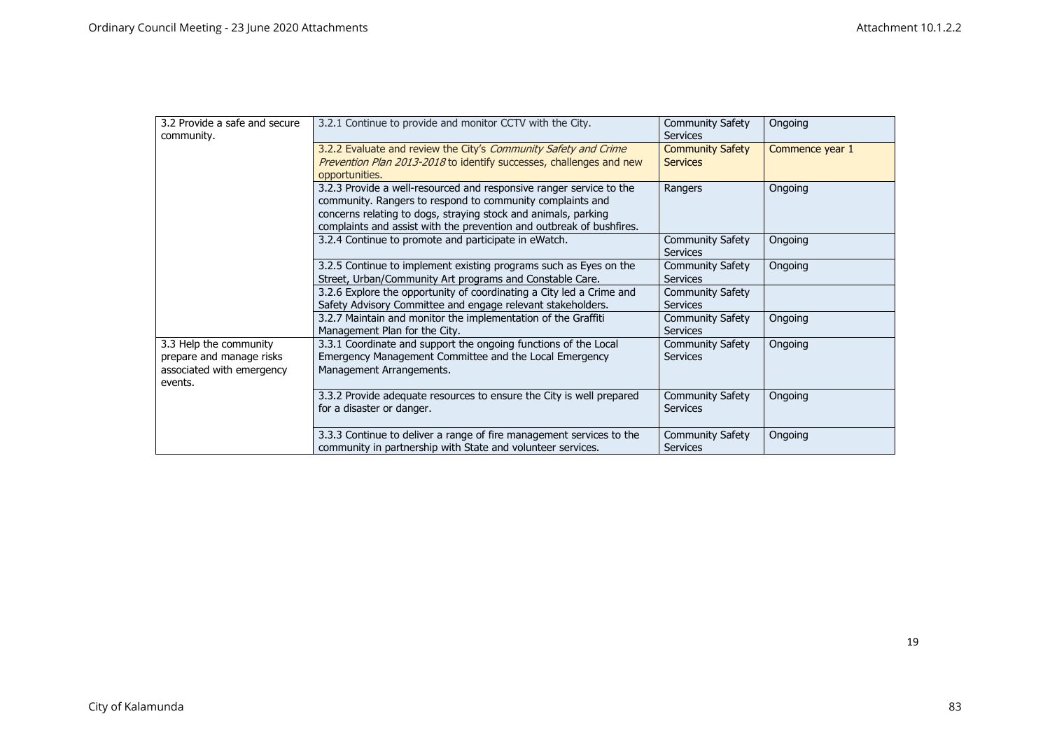| | | | |
|---|---|---|---|
| 3.2 Provide a safe and secure community. | 3.2.1 Continue to provide and monitor CCTV with the City. | Community Safety Services | Ongoing |
| | 3.2.2 Evaluate and review the City's *Community Safety and Crime Prevention Plan 2013-2018* to identify successes, challenges and new opportunities. | Community Safety Services | Commence year 1 |
| | 3.2.3 Provide a well-resourced and responsive ranger service to the community. Rangers to respond to community complaints and concerns relating to dogs, straying stock and animals, parking complaints and assist with the prevention and outbreak of bushfires. | Rangers | Ongoing |
| | 3.2.4 Continue to promote and participate in eWatch. | Community Safety Services | Ongoing |
| | 3.2.5 Continue to implement existing programs such as Eyes on the Street, Urban/Community Art programs and Constable Care. | Community Safety Services | Ongoing |
| | 3.2.6 Explore the opportunity of coordinating a City led a Crime and Safety Advisory Committee and engage relevant stakeholders. | Community Safety Services | |
| | 3.2.7 Maintain and monitor the implementation of the Graffiti Management Plan for the City. | Community Safety Services | Ongoing |
| 3.3 Help the community prepare and manage risks associated with emergency events. | 3.3.1 Coordinate and support the ongoing functions of the Local Emergency Management Committee and the Local Emergency Management Arrangements. | Community Safety Services | Ongoing |
| | 3.3.2 Provide adequate resources to ensure the City is well prepared for a disaster or danger. | Community Safety Services | Ongoing |
| | 3.3.3 Continue to deliver a range of fire management services to the community in partnership with State and volunteer services. | Community Safety Services | Ongoing |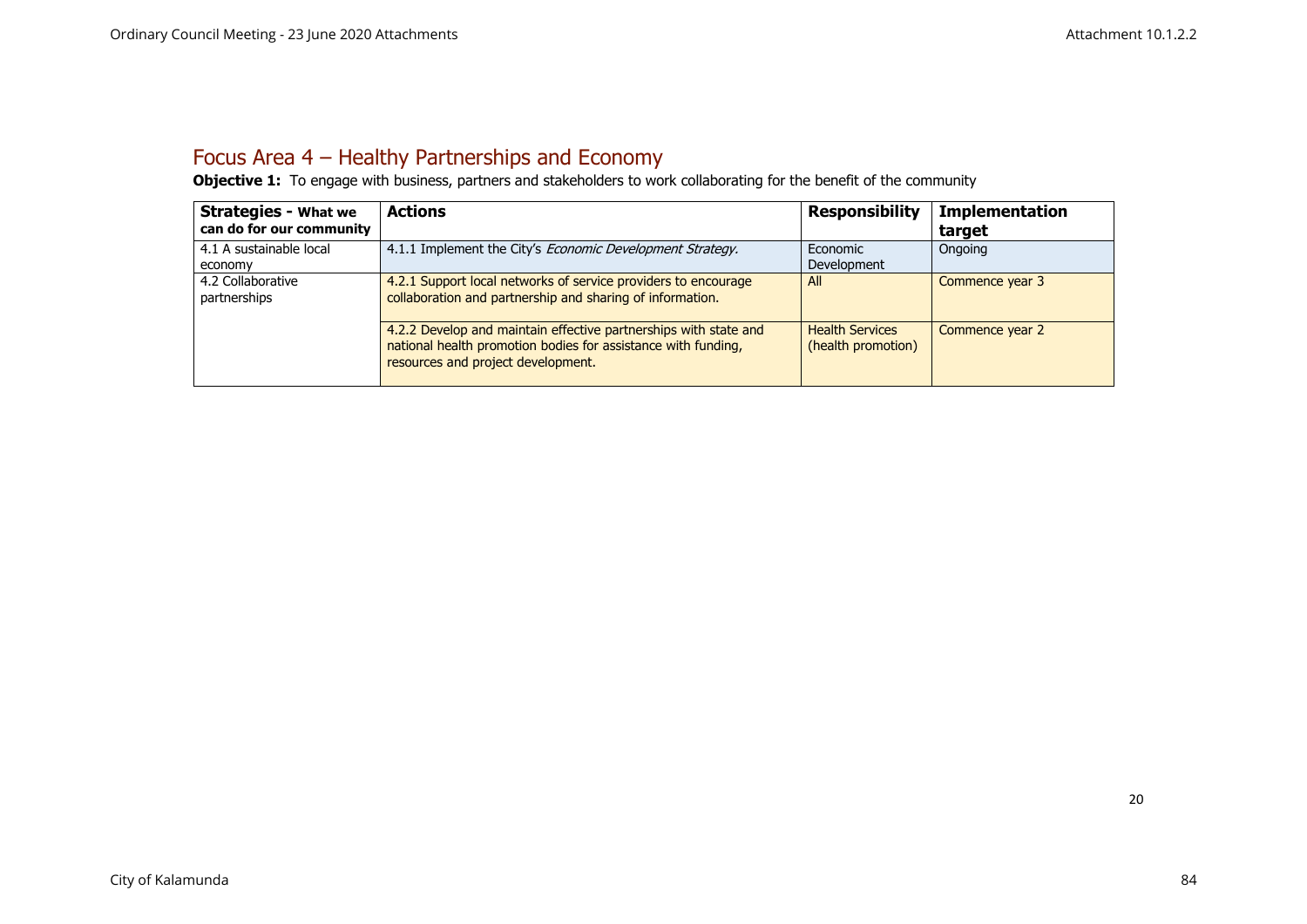## Focus Area 4 – Healthy Partnerships and Economy

**Objective 1:** To engage with business, partners and stakeholders to work collaborating for the benefit of the community

| **Strategies - What we can do for our community** | **Actions** | **Responsibility** | **Implementation target** |
|---|---|---|---|
| 4.1 A sustainable local economy | 4.1.1 Implement the City's *Economic Development Strategy.* | Economic Development | Ongoing |
| 4.2 Collaborative partnerships | 4.2.1 Support local networks of service providers to encourage collaboration and partnership and sharing of information. | All | Commence year 3 |
| | 4.2.2 Develop and maintain effective partnerships with state and national health promotion bodies for assistance with funding, resources and project development. | Health Services (health promotion) | Commence year 2 |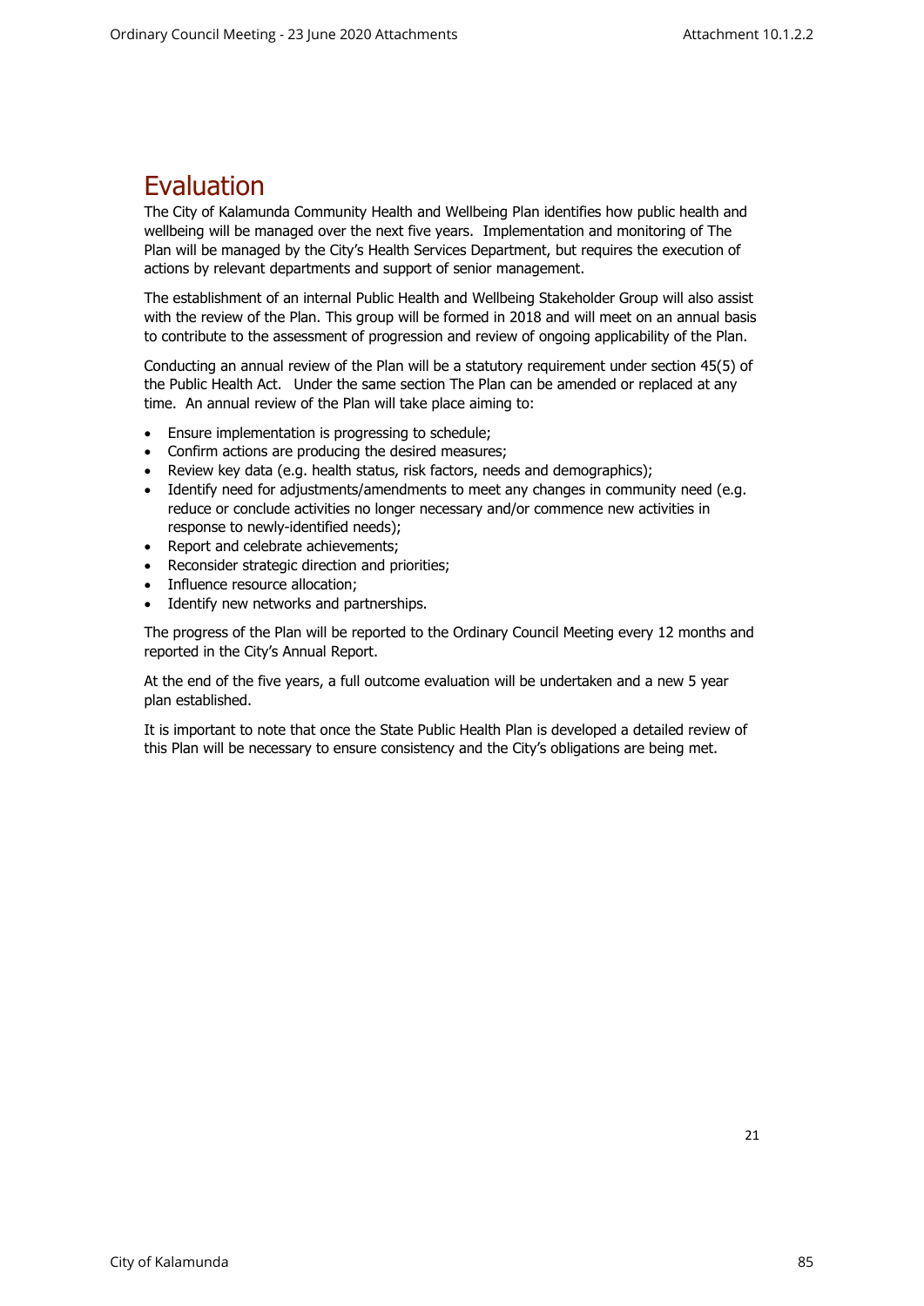# Evaluation

The City of Kalamunda Community Health and Wellbeing Plan identifies how public health and wellbeing will be managed over the next five years. Implementation and monitoring of The Plan will be managed by the City's Health Services Department, but requires the execution of actions by relevant departments and support of senior management.

The establishment of an internal Public Health and Wellbeing Stakeholder Group will also assist with the review of the Plan. This group will be formed in 2018 and will meet on an annual basis to contribute to the assessment of progression and review of ongoing applicability of the Plan.

Conducting an annual review of the Plan will be a statutory requirement under section 45(5) of the Public Health Act. Under the same section The Plan can be amended or replaced at any time. An annual review of the Plan will take place aiming to:

- Ensure implementation is progressing to schedule;
- Confirm actions are producing the desired measures;
- Review key data (e.g. health status, risk factors, needs and demographics);
- Identify need for adjustments/amendments to meet any changes in community need (e.g. reduce or conclude activities no longer necessary and/or commence new activities in response to newly-identified needs);
- Report and celebrate achievements;
- Reconsider strategic direction and priorities;
- Influence resource allocation;
- Identify new networks and partnerships.

The progress of the Plan will be reported to the Ordinary Council Meeting every 12 months and reported in the City's Annual Report.

At the end of the five years, a full outcome evaluation will be undertaken and a new 5 year plan established.

It is important to note that once the State Public Health Plan is developed a detailed review of this Plan will be necessary to ensure consistency and the City's obligations are being met.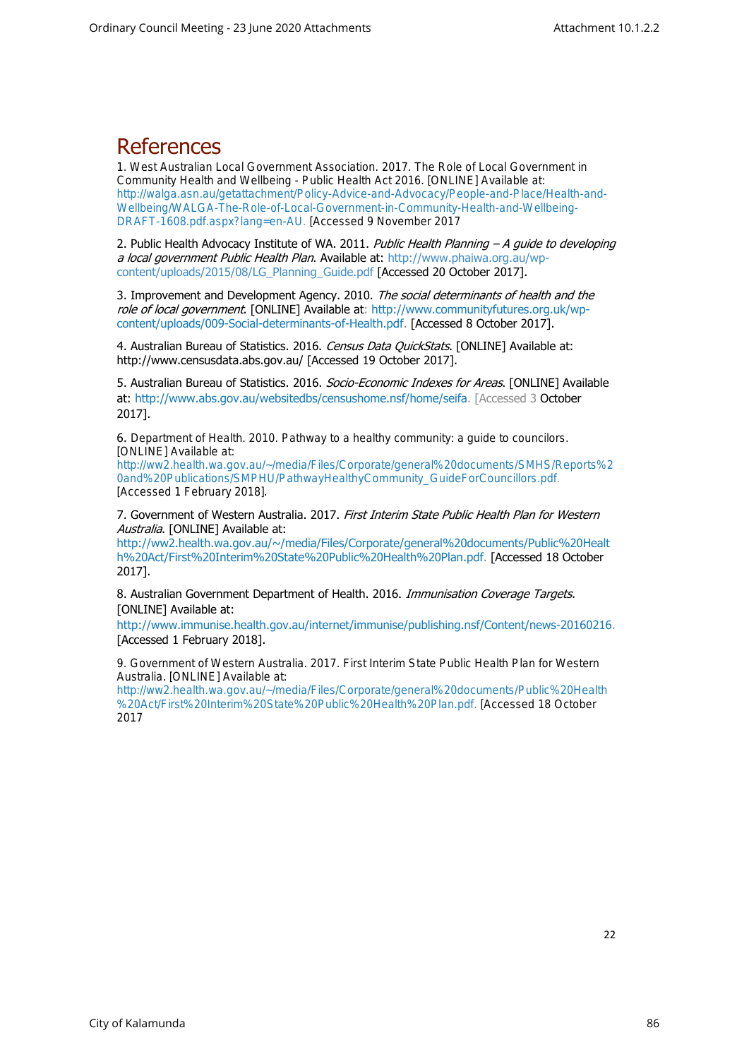# References

1. West Australian Local Government Association. 2017. The Role of Local Government in Community Health and Wellbeing - Public Health Act 2016. [ONLINE] Available at: http://walga.asn.au/getattachment/Policy-Advice-and-Advocacy/People-and-Place/Health-and-Wellbeing/WALGA-The-Role-of-Local-Government-in-Community-Health-and-Wellbeing-DRAFT-1608.pdf.aspx?lang=en-AU. [Accessed 9 November 2017

2. Public Health Advocacy Institute of WA. 2011. *Public Health Planning – A guide to developing a local government Public Health Plan*. Available at: http://www.phaiwa.org.au/wp-content/uploads/2015/08/LG_Planning_Guide.pdf [Accessed 20 October 2017].

3. Improvement and Development Agency. 2010. *The social determinants of health and the role of local government*. [ONLINE] Available at: http://www.communityfutures.org.uk/wp-content/uploads/009-Social-determinants-of-Health.pdf. [Accessed 8 October 2017].

4. Australian Bureau of Statistics. 2016. *Census Data QuickStats*. [ONLINE] Available at: http://www.censusdata.abs.gov.au/ [Accessed 19 October 2017].

5. Australian Bureau of Statistics. 2016. *Socio-Economic Indexes for Areas*. [ONLINE] Available at: http://www.abs.gov.au/websitedbs/censushome.nsf/home/seifa. [Accessed 3 October 2017].

6. Department of Health. 2010. Pathway to a healthy community: a guide to councilors. [ONLINE] Available at: http://ww2.health.wa.gov.au/~/media/Files/Corporate/general%20documents/SMHS/Reports%20and%20Publications/SMPHU/PathwayHealthyCommunity_GuideForCouncillors.pdf. [Accessed 1 February 2018].

7. Government of Western Australia. 2017. *First Interim State Public Health Plan for Western Australia*. [ONLINE] Available at: http://ww2.health.wa.gov.au/~/media/Files/Corporate/general%20documents/Public%20Health%20Act/First%20Interim%20State%20Public%20Health%20Plan.pdf. [Accessed 18 October 2017].

8. Australian Government Department of Health. 2016. *Immunisation Coverage Targets*. [ONLINE] Available at: http://www.immunise.health.gov.au/internet/immunise/publishing.nsf/Content/news-20160216. [Accessed 1 February 2018].

9. Government of Western Australia. 2017. First Interim State Public Health Plan for Western Australia. [ONLINE] Available at: http://ww2.health.wa.gov.au/~/media/Files/Corporate/general%20documents/Public%20Health%20Act/First%20Interim%20State%20Public%20Health%20Plan.pdf. [Accessed 18 October 2017